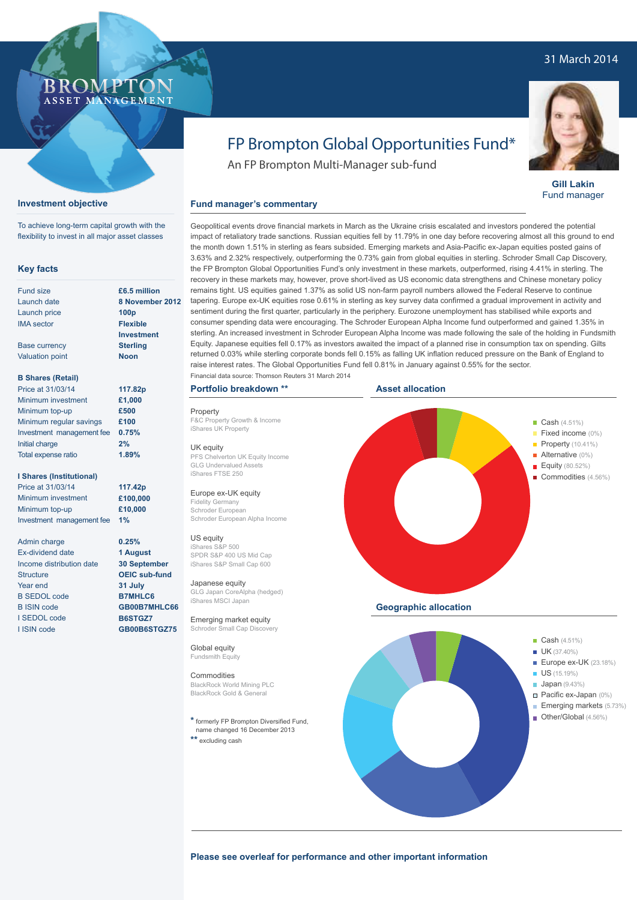31 March 2014

BROMPTON ASSET MANAGEMENT

# FP Brompton Global Opportunities Fund*

An FP Brompton Multi-Manager sub-fund

**Gill Lakin**
Fund manager

## Investment objective

To achieve long-term capital growth with the flexibility to invest in all major asset classes

## Key facts

| | |
|---|---|
| Fund size | £6.5 million |
| Launch date | 8 November 2012 |
| Launch price | 100p |
| IMA sector | Flexible Investment |
| Base currency | Sterling |
| Valuation point | Noon |

**B Shares (Retail)**

| | |
|---|---|
| Price at 31/03/14 | 117.82p |
| Minimum investment | £1,000 |
| Minimum top-up | £500 |
| Minimum regular savings | £100 |
| Investment management fee | 0.75% |
| Initial charge | 2% |
| Total expense ratio | 1.89% |

**I Shares (Institutional)**

| | |
|---|---|
| Price at 31/03/14 | 117.42p |
| Minimum investment | £100,000 |
| Minimum top-up | £10,000 |
| Investment management fee | 1% |

| | |
|---|---|
| Admin charge | 0.25% |
| Ex-dividend date | 1 August |
| Income distribution date | 30 September |
| Structure | OEIC sub-fund |
| Year end | 31 July |
| B SEDOL code | B7MHLC6 |
| B ISIN code | GB00B7MHLC66 |
| I SEDOL code | B6STGZ7 |
| I ISIN code | GB00B6STGZ75 |

## Fund manager's commentary

Geopolitical events drove financial markets in March as the Ukraine crisis escalated and investors pondered the potential impact of retaliatory trade sanctions. Russian equities fell by 11.79% in one day before recovering almost all this ground to end the month down 1.51% in sterling as fears subsided. Emerging markets and Asia-Pacific ex-Japan equities posted gains of 3.63% and 2.32% respectively, outperforming the 0.73% gain from global equities in sterling. Schroder Small Cap Discovery, the FP Brompton Global Opportunities Fund's only investment in these markets, outperformed, rising 4.41% in sterling. The recovery in these markets may, however, prove short-lived as US economic data strengthens and Chinese monetary policy remains tight. US equities gained 1.37% as solid US non-farm payroll numbers allowed the Federal Reserve to continue tapering. Europe ex-UK equities rose 0.61% in sterling as key survey data confirmed a gradual improvement in activity and sentiment during the first quarter, particularly in the periphery. Eurozone unemployment has stabilised while exports and consumer spending data were encouraging. The Schroder European Alpha Income fund outperformed and gained 1.35% in sterling. An increased investment in Schroder European Alpha Income was made following the sale of the holding in Fundsmith Equity. Japanese equities fell 0.17% as investors awaited the impact of a planned rise in consumption tax on spending. Gilts returned 0.03% while sterling corporate bonds fell 0.15% as falling UK inflation reduced pressure on the Bank of England to raise interest rates. The Global Opportunities Fund fell 0.81% in January against 0.55% for the sector.

Financial data source: Thomson Reuters 31 March 2014

## Portfolio breakdown **

**Property**
F&C Property Growth & Income
iShares UK Property

**UK equity**
PFS Chelverton UK Equity Income
GLG Undervalued Assets
iShares FTSE 250

**Europe ex-UK equity**
Fidelity Germany
Schroder European
Schroder European Alpha Income

**US equity**
iShares S&P 500
SPDR S&P 400 US Mid Cap
iShares S&P Small Cap 600

**Japanese equity**
GLG Japan CoreAlpha (hedged)
iShares MSCI Japan

**Emerging market equity**
Schroder Small Cap Discovery

**Global equity**
Fundsmith Equity

**Commodities**
BlackRock World Mining PLC
BlackRock Gold & General

\* formerly FP Brompton Diversified Fund, name changed 16 December 2013

** excluding cash

## Asset allocation

- Cash (4.51%)
- Fixed income (0%)
- Property (10.41%)
- Alternative (0%)
- Equity (80.52%)
- Commodities (4.56%)

## Geographic allocation

- Cash (4.51%)
- UK (37.40%)
- Europe ex-UK (23.18%)
- US (15.19%)
- Japan (9.43%)
- Pacific ex-Japan (0%)
- Emerging markets (5.73%)
- Other/Global (4.56%)

**Please see overleaf for performance and other important information**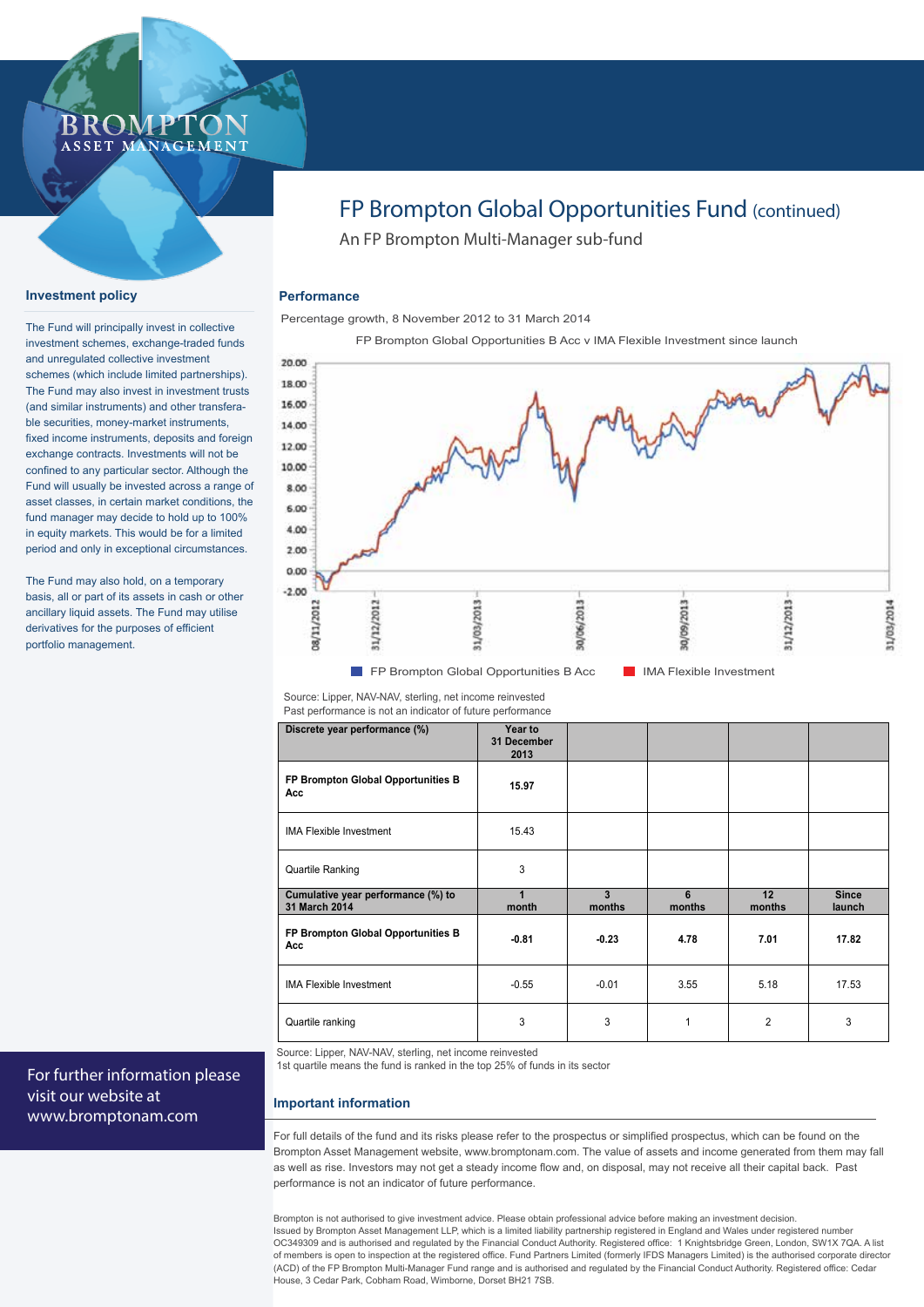BROMPTON
ASSET MANAGEMENT

# FP Brompton Global Opportunities Fund (continued)

An FP Brompton Multi-Manager sub-fund

## Investment policy

The Fund will principally invest in collective investment schemes, exchange-traded funds and unregulated collective investment schemes (which include limited partnerships). The Fund may also invest in investment trusts (and similar instruments) and other transferable securities, money-market instruments, fixed income instruments, deposits and foreign exchange contracts. Investments will not be confined to any particular sector. Although the Fund will usually be invested across a range of asset classes, in certain market conditions, the fund manager may decide to hold up to 100% in equity markets. This would be for a limited period and only in exceptional circumstances.

The Fund may also hold, on a temporary basis, all or part of its assets in cash or other ancillary liquid assets. The Fund may utilise derivatives for the purposes of efficient portfolio management.

For further information please visit our website at www.bromptonam.com

## Performance

Percentage growth, 8 November 2012 to 31 March 2014

FP Brompton Global Opportunities B Acc v IMA Flexible Investment since launch

20.00
18.00
16.00
14.00
12.00
10.00
8.00
6.00
4.00
2.00
0.00
-2.00

08/11/2012
31/12/2012
31/03/2013
30/06/2013
30/09/2013
31/12/2013
31/03/2014

FP Brompton Global Opportunities B Acc
IMA Flexible Investment

Source: Lipper, NAV-NAV, sterling, net income reinvested
Past performance is not an indicator of future performance

| Discrete year performance (%) | Year to 31 December 2013 | | | | |
|---|---|---|---|---|---|
| **FP Brompton Global Opportunities B Acc** | **15.97** | | | | |
| IMA Flexible Investment | 15.43 | | | | |
| Quartile Ranking | 3 | | | | |
| **Cumulative year performance (%) to 31 March 2014** | **1 month** | **3 months** | **6 months** | **12 months** | **Since launch** |
| **FP Brompton Global Opportunities B Acc** | **-0.81** | **-0.23** | **4.78** | **7.01** | **17.82** |
| IMA Flexible Investment | -0.55 | -0.01 | 3.55 | 5.18 | 17.53 |
| Quartile ranking | 3 | 3 | 1 | 2 | 3 |

Source: Lipper, NAV-NAV, sterling, net income reinvested
1st quartile means the fund is ranked in the top 25% of funds in its sector

## Important information

For full details of the fund and its risks please refer to the prospectus or simplified prospectus, which can be found on the Brompton Asset Management website, www.bromptonam.com. The value of assets and income generated from them may fall as well as rise. Investors may not get a steady income flow and, on disposal, may not receive all their capital back. Past performance is not an indicator of future performance.

Brompton is not authorised to give investment advice. Please obtain professional advice before making an investment decision.
Issued by Brompton Asset Management LLP, which is a limited liability partnership registered in England and Wales under registered number OC349309 and is authorised and regulated by the Financial Conduct Authority. Registered office: 1 Knightsbridge Green, London, SW1X 7QA. A list of members is open to inspection at the registered office. Fund Partners Limited (formerly IFDS Managers Limited) is the authorised corporate director (ACD) of the FP Brompton Multi-Manager Fund range and is authorised and regulated by the Financial Conduct Authority. Registered office: Cedar House, 3 Cedar Park, Cobham Road, Wimborne, Dorset BH21 7SB.